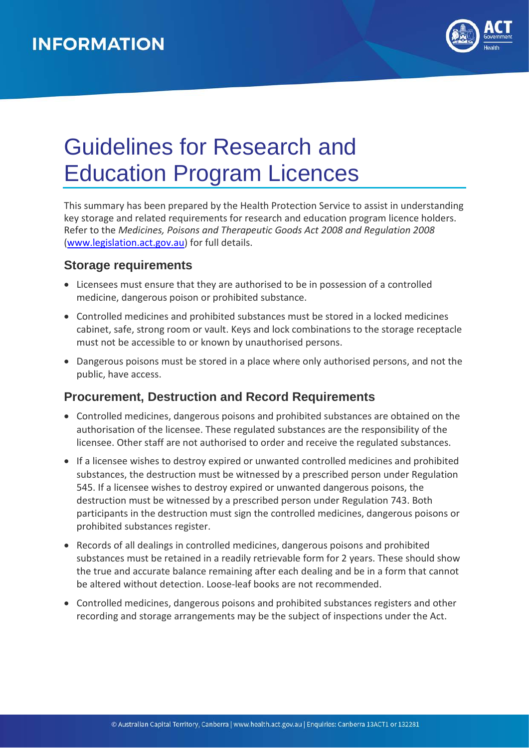# INFORMATION

# Guidelines for Research and Education Program Licences

This summary has been prepared by the Health Protection Service to assist in understanding key storage and related requirements for research and education program licence holders. Refer to the *Medicines, Poisons and Therapeutic Goods Act 2008 and Regulation 2008* ([www.legislation.act.gov.au](http://www.legislation.act.gov.au)) for full details.

## Storage requirements

- Licensees must ensure that they are authorised to be in possession of a controlled medicine, dangerous poison or prohibited substance.
- Controlled medicines and prohibited substances must be stored in a locked medicines cabinet, safe, strong room or vault. Keys and lock combinations to the storage receptacle must not be accessible to or known by unauthorised persons.
- Dangerous poisons must be stored in a place where only authorised persons, and not the public, have access.

## Procurement, Destruction and Record Requirements

- Controlled medicines, dangerous poisons and prohibited substances are obtained on the authorisation of the licensee. These regulated substances are the responsibility of the licensee. Other staff are not authorised to order and receive the regulated substances.
- If a licensee wishes to destroy expired or unwanted controlled medicines and prohibited substances, the destruction must be witnessed by a prescribed person under Regulation 545. If a licensee wishes to destroy expired or unwanted dangerous poisons, the destruction must be witnessed by a prescribed person under Regulation 743. Both participants in the destruction must sign the controlled medicines, dangerous poisons or prohibited substances register.
- Records of all dealings in controlled medicines, dangerous poisons and prohibited substances must be retained in a readily retrievable form for 2 years. These should show the true and accurate balance remaining after each dealing and be in a form that cannot be altered without detection. Loose-leaf books are not recommended.
- Controlled medicines, dangerous poisons and prohibited substances registers and other recording and storage arrangements may be the subject of inspections under the Act.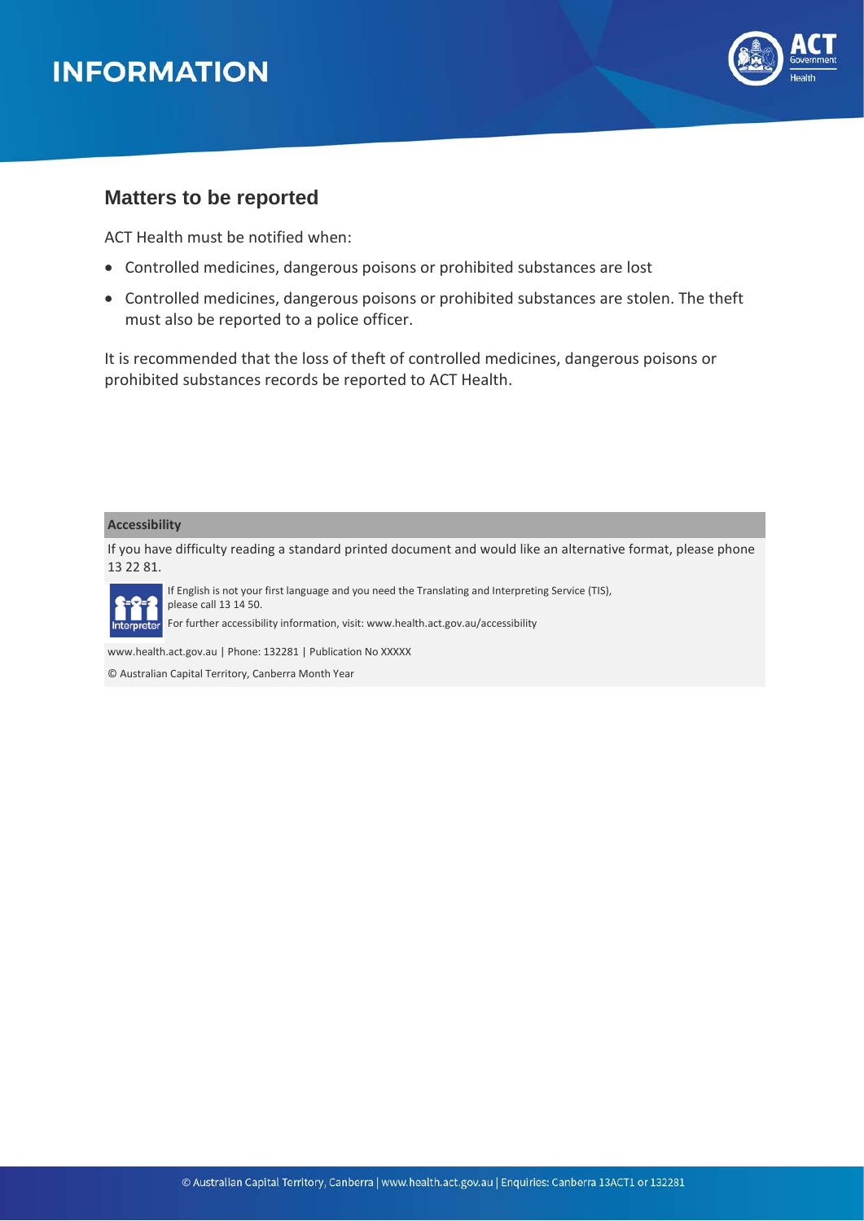# INFORMATION

## Matters to be reported

ACT Health must be notified when:

- Controlled medicines, dangerous poisons or prohibited substances are lost
- Controlled medicines, dangerous poisons or prohibited substances are stolen. The theft must also be reported to a police officer.

It is recommended that the loss of theft of controlled medicines, dangerous poisons or prohibited substances records be reported to ACT Health.

**Accessibility**

If you have difficulty reading a standard printed document and would like an alternative format, please phone 13 22 81.

If English is not your first language and you need the Translating and Interpreting Service (TIS), please call 13 14 50.

For further accessibility information, visit: www.health.act.gov.au/accessibility

www.health.act.gov.au | Phone: 132281 | Publication No XXXXX

© Australian Capital Territory, Canberra Month Year